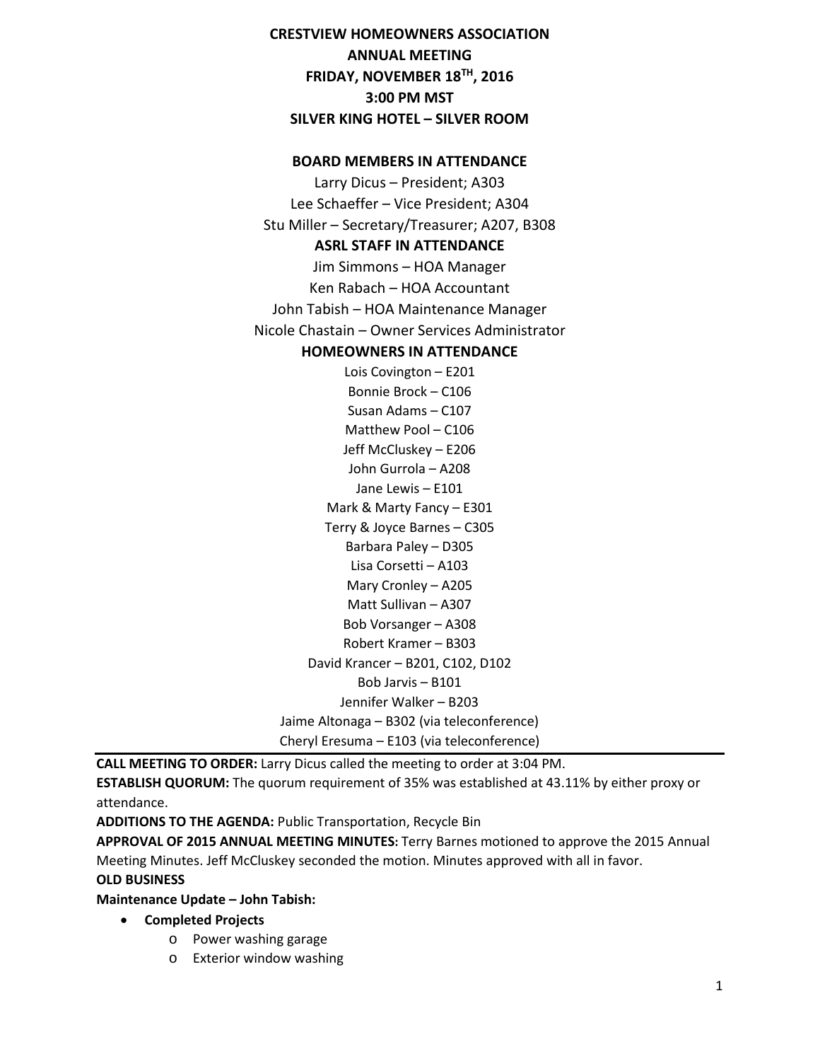# CRESTVIEW HOMEOWNERS ASSOCIATION
# ANNUAL MEETING
# FRIDAY, NOVEMBER 18TH, 2016
# 3:00 PM MST
# SILVER KING HOTEL – SILVER ROOM

### BOARD MEMBERS IN ATTENDANCE

Larry Dicus – President; A303
Lee Schaeffer – Vice President; A304
Stu Miller – Secretary/Treasurer; A207, B308

### ASRL STAFF IN ATTENDANCE

Jim Simmons – HOA Manager
Ken Rabach – HOA Accountant
John Tabish – HOA Maintenance Manager
Nicole Chastain – Owner Services Administrator

### HOMEOWNERS IN ATTENDANCE

Lois Covington – E201
Bonnie Brock – C106
Susan Adams – C107
Matthew Pool – C106
Jeff McCluskey – E206
John Gurrola – A208
Jane Lewis – E101
Mark & Marty Fancy – E301
Terry & Joyce Barnes – C305
Barbara Paley – D305
Lisa Corsetti – A103
Mary Cronley – A205
Matt Sullivan – A307
Bob Vorsanger – A308
Robert Kramer – B303
David Krancer – B201, C102, D102
Bob Jarvis – B101
Jennifer Walker – B203
Jaime Altonaga – B302 (via teleconference)
Cheryl Eresuma – E103 (via teleconference)

---

**CALL MEETING TO ORDER:** Larry Dicus called the meeting to order at 3:04 PM.

**ESTABLISH QUORUM:** The quorum requirement of 35% was established at 43.11% by either proxy or attendance.

**ADDITIONS TO THE AGENDA:** Public Transportation, Recycle Bin

**APPROVAL OF 2015 ANNUAL MEETING MINUTES:** Terry Barnes motioned to approve the 2015 Annual Meeting Minutes. Jeff McCluskey seconded the motion. Minutes approved with all in favor.

**OLD BUSINESS**

**Maintenance Update – John Tabish:**

- **Completed Projects**
  - Power washing garage
  - Exterior window washing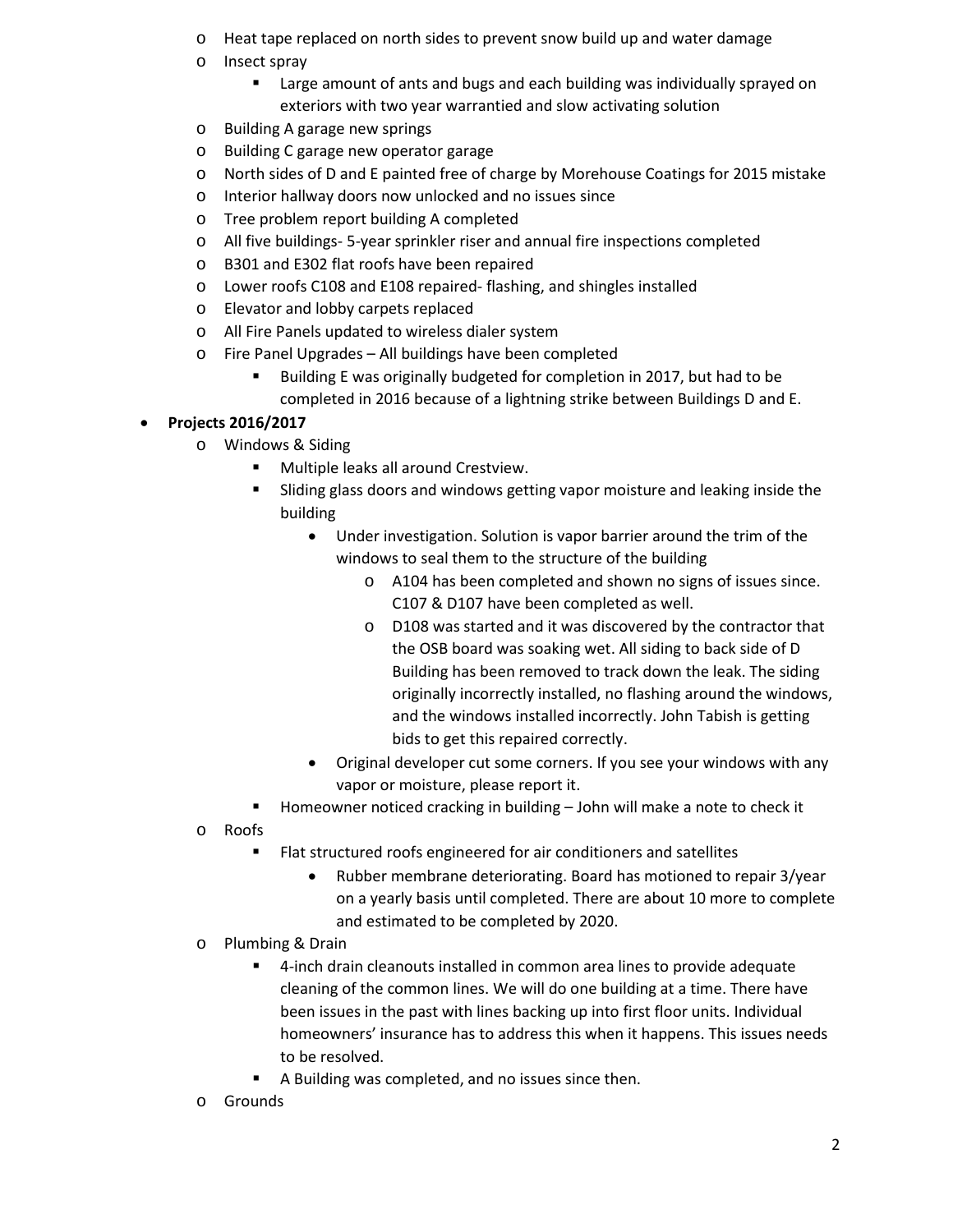- Heat tape replaced on north sides to prevent snow build up and water damage
  - Insect spray
    - Large amount of ants and bugs and each building was individually sprayed on exteriors with two year warrantied and slow activating solution
  - Building A garage new springs
  - Building C garage new operator garage
  - North sides of D and E painted free of charge by Morehouse Coatings for 2015 mistake
  - Interior hallway doors now unlocked and no issues since
  - Tree problem report building A completed
  - All five buildings- 5-year sprinkler riser and annual fire inspections completed
  - B301 and E302 flat roofs have been repaired
  - Lower roofs C108 and E108 repaired- flashing, and shingles installed
  - Elevator and lobby carpets replaced
  - All Fire Panels updated to wireless dialer system
  - Fire Panel Upgrades – All buildings have been completed
    - Building E was originally budgeted for completion in 2017, but had to be completed in 2016 because of a lightning strike between Buildings D and E.

- **Projects 2016/2017**
  - Windows & Siding
    - Multiple leaks all around Crestview.
    - Sliding glass doors and windows getting vapor moisture and leaking inside the building
      - Under investigation. Solution is vapor barrier around the trim of the windows to seal them to the structure of the building
        - A104 has been completed and shown no signs of issues since. C107 & D107 have been completed as well.
        - D108 was started and it was discovered by the contractor that the OSB board was soaking wet. All siding to back side of D Building has been removed to track down the leak. The siding originally incorrectly installed, no flashing around the windows, and the windows installed incorrectly. John Tabish is getting bids to get this repaired correctly.
      - Original developer cut some corners. If you see your windows with any vapor or moisture, please report it.
    - Homeowner noticed cracking in building – John will make a note to check it
  - Roofs
    - Flat structured roofs engineered for air conditioners and satellites
      - Rubber membrane deteriorating. Board has motioned to repair 3/year on a yearly basis until completed. There are about 10 more to complete and estimated to be completed by 2020.
  - Plumbing & Drain
    - 4-inch drain cleanouts installed in common area lines to provide adequate cleaning of the common lines. We will do one building at a time. There have been issues in the past with lines backing up into first floor units. Individual homeowners' insurance has to address this when it happens. This issues needs to be resolved.
    - A Building was completed, and no issues since then.
  - Grounds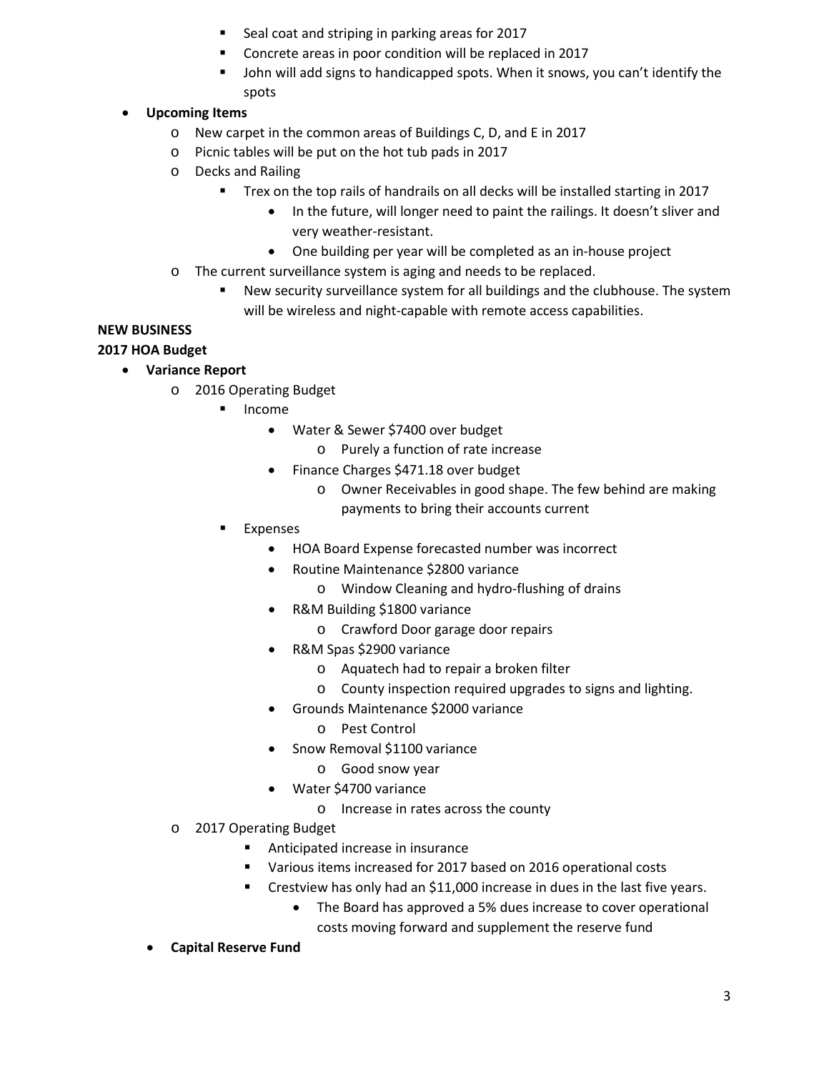- Seal coat and striping in parking areas for 2017
        - Concrete areas in poor condition will be replaced in 2017
        - John will add signs to handicapped spots. When it snows, you can't identify the spots

- **Upcoming Items**
    - New carpet in the common areas of Buildings C, D, and E in 2017
    - Picnic tables will be put on the hot tub pads in 2017
    - Decks and Railing
        - Trex on the top rails of handrails on all decks will be installed starting in 2017
            - In the future, will longer need to paint the railings. It doesn't sliver and very weather-resistant.
            - One building per year will be completed as an in-house project
    - The current surveillance system is aging and needs to be replaced.
        - New security surveillance system for all buildings and the clubhouse. The system will be wireless and night-capable with remote access capabilities.

**NEW BUSINESS**

**2017 HOA Budget**

- **Variance Report**
    - 2016 Operating Budget
        - Income
            - Water & Sewer $7400 over budget
                - Purely a function of rate increase
            - Finance Charges $471.18 over budget
                - Owner Receivables in good shape. The few behind are making payments to bring their accounts current
        - Expenses
            - HOA Board Expense forecasted number was incorrect
            - Routine Maintenance $2800 variance
                - Window Cleaning and hydro-flushing of drains
            - R&M Building $1800 variance
                - Crawford Door garage door repairs
            - R&M Spas $2900 variance
                - Aquatech had to repair a broken filter
                - County inspection required upgrades to signs and lighting.
            - Grounds Maintenance $2000 variance
                - Pest Control
            - Snow Removal $1100 variance
                - Good snow year
            - Water $4700 variance
                - Increase in rates across the county
    - 2017 Operating Budget
        - Anticipated increase in insurance
        - Various items increased for 2017 based on 2016 operational costs
        - Crestview has only had an $11,000 increase in dues in the last five years.
            - The Board has approved a 5% dues increase to cover operational costs moving forward and supplement the reserve fund
- **Capital Reserve Fund**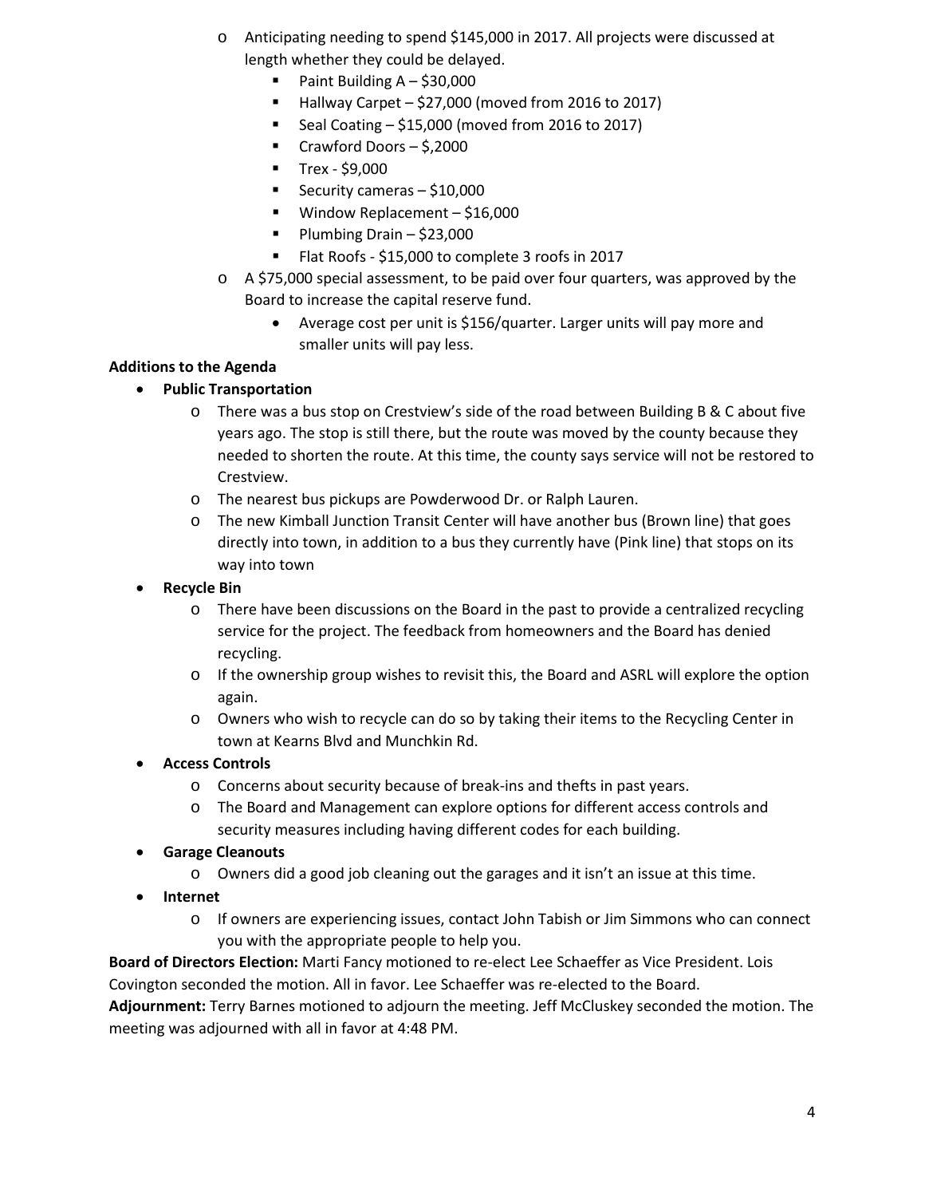- Anticipating needing to spend $145,000 in 2017. All projects were discussed at length whether they could be delayed.
  - Paint Building A – $30,000
  - Hallway Carpet – $27,000 (moved from 2016 to 2017)
  - Seal Coating – $15,000 (moved from 2016 to 2017)
  - Crawford Doors – $,2000
  - Trex - $9,000
  - Security cameras – $10,000
  - Window Replacement – $16,000
  - Plumbing Drain – $23,000
  - Flat Roofs - $15,000 to complete 3 roofs in 2017
- A $75,000 special assessment, to be paid over four quarters, was approved by the Board to increase the capital reserve fund.
  - Average cost per unit is $156/quarter. Larger units will pay more and smaller units will pay less.

**Additions to the Agenda**

- **Public Transportation**
  - There was a bus stop on Crestview's side of the road between Building B & C about five years ago. The stop is still there, but the route was moved by the county because they needed to shorten the route. At this time, the county says service will not be restored to Crestview.
  - The nearest bus pickups are Powderwood Dr. or Ralph Lauren.
  - The new Kimball Junction Transit Center will have another bus (Brown line) that goes directly into town, in addition to a bus they currently have (Pink line) that stops on its way into town
- **Recycle Bin**
  - There have been discussions on the Board in the past to provide a centralized recycling service for the project. The feedback from homeowners and the Board has denied recycling.
  - If the ownership group wishes to revisit this, the Board and ASRL will explore the option again.
  - Owners who wish to recycle can do so by taking their items to the Recycling Center in town at Kearns Blvd and Munchkin Rd.
- **Access Controls**
  - Concerns about security because of break-ins and thefts in past years.
  - The Board and Management can explore options for different access controls and security measures including having different codes for each building.
- **Garage Cleanouts**
  - Owners did a good job cleaning out the garages and it isn't an issue at this time.
- **Internet**
  - If owners are experiencing issues, contact John Tabish or Jim Simmons who can connect you with the appropriate people to help you.

**Board of Directors Election:** Marti Fancy motioned to re-elect Lee Schaeffer as Vice President. Lois Covington seconded the motion. All in favor. Lee Schaeffer was re-elected to the Board.

**Adjournment:** Terry Barnes motioned to adjourn the meeting. Jeff McCluskey seconded the motion. The meeting was adjourned with all in favor at 4:48 PM.